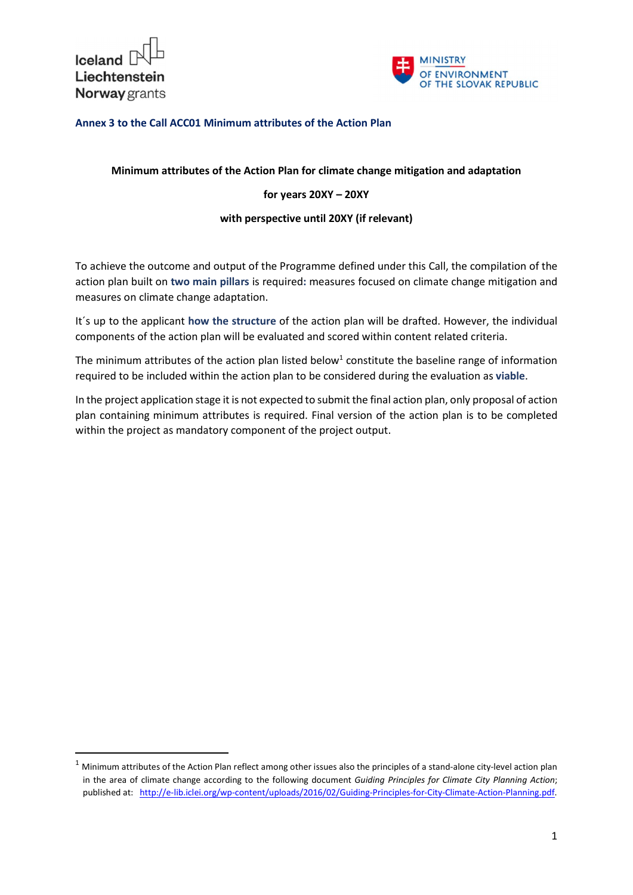**Annex 3 to the Call ACC01 Minimum attributes of the Action Plan**

**Minimum attributes of the Action Plan for climate change mitigation and adaptation**

**for years 20XY – 20XY**

**with perspective until 20XY (if relevant)**

To achieve the outcome and output of the Programme defined under this Call, the compilation of the action plan built on **two main pillars** is required**:** measures focused on climate change mitigation and measures on climate change adaptation.

It´s up to the applicant **how the structure** of the action plan will be drafted. However, the individual components of the action plan will be evaluated and scored within content related criteria.

The minimum attributes of the action plan listed below[1] constitute the baseline range of information required to be included within the action plan to be considered during the evaluation as **viable**.

In the project application stage it is not expected to submit the final action plan, only proposal of action plan containing minimum attributes is required. Final version of the action plan is to be completed within the project as mandatory component of the project output.

[1] Minimum attributes of the Action Plan reflect among other issues also the principles of a stand-alone city-level action plan in the area of climate change according to the following document *Guiding Principles for Climate City Planning Action*; published at: http://e-lib.iclei.org/wp-content/uploads/2016/02/Guiding-Principles-for-City-Climate-Action-Planning.pdf.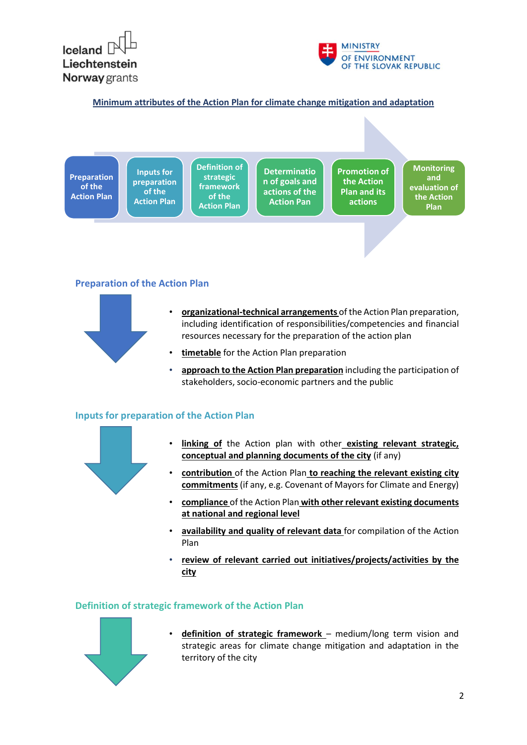Iceland Liechtenstein Norway grants

MINISTRY OF ENVIRONMENT OF THE SLOVAK REPUBLIC

**Minimum attributes of the Action Plan for climate change mitigation and adaptation**

Preparation of the Action Plan → Inputs for preparation of the Action Plan → Definition of strategic framework of the Action Plan → Determination of goals and actions of the Action Pan → Promotion of the Action Plan and its actions → Monitoring and evaluation of the Action Plan

## Preparation of the Action Plan

- **organizational-technical arrangements** of the Action Plan preparation, including identification of responsibilities/competencies and financial resources necessary for the preparation of the action plan
- **timetable** for the Action Plan preparation
- **approach to the Action Plan preparation** including the participation of stakeholders, socio-economic partners and the public

## Inputs for preparation of the Action Plan

- **linking of** the Action plan with other **existing relevant strategic, conceptual and planning documents of the city** (if any)
- **contribution** of the Action Plan **to reaching the relevant existing city commitments** (if any, e.g. Covenant of Mayors for Climate and Energy)
- **compliance** of the Action Plan **with other relevant existing documents at national and regional level**
- **availability and quality of relevant data** for compilation of the Action Plan
- **review of relevant carried out initiatives/projects/activities by the city**

## Definition of strategic framework of the Action Plan

- **definition of strategic framework** – medium/long term vision and strategic areas for climate change mitigation and adaptation in the territory of the city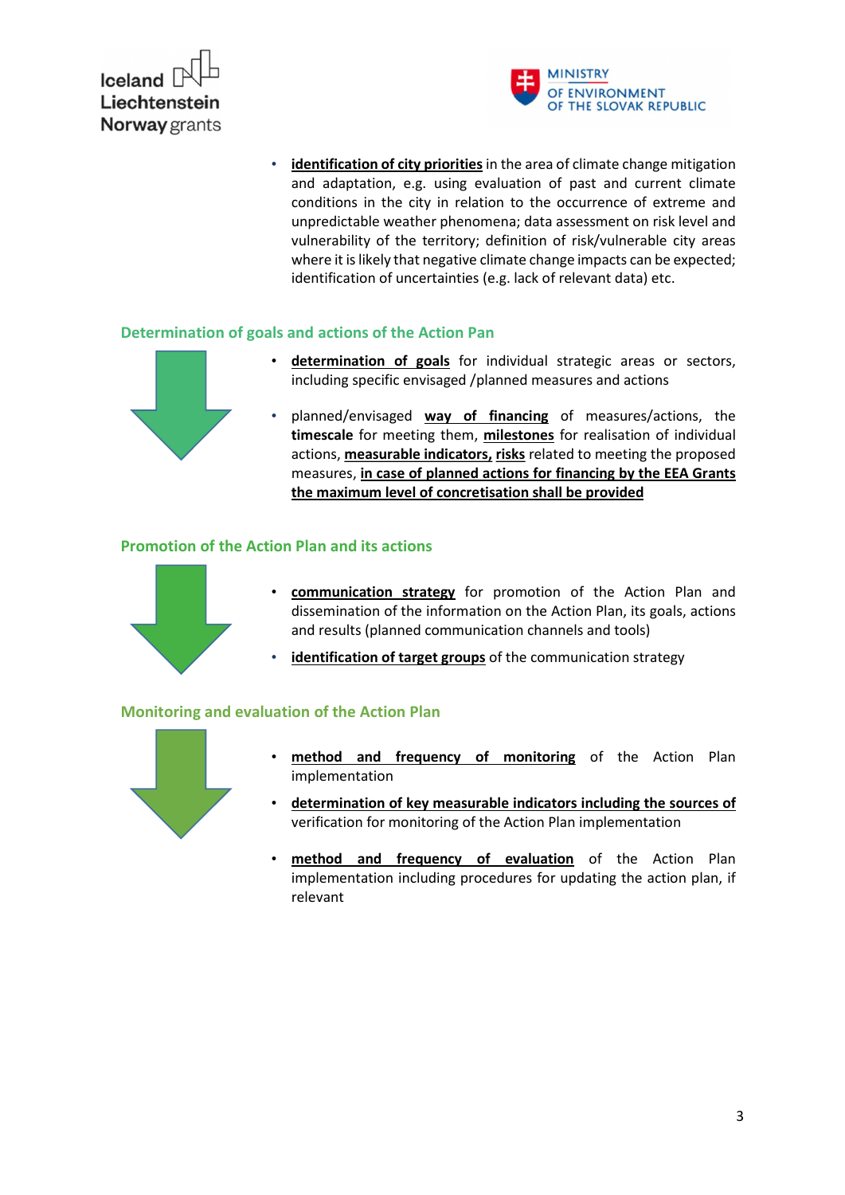- **identification of city priorities** in the area of climate change mitigation and adaptation, e.g. using evaluation of past and current climate conditions in the city in relation to the occurrence of extreme and unpredictable weather phenomena; data assessment on risk level and vulnerability of the territory; definition of risk/vulnerable city areas where it is likely that negative climate change impacts can be expected; identification of uncertainties (e.g. lack of relevant data) etc.

## Determination of goals and actions of the Action Pan

- **determination of goals** for individual strategic areas or sectors, including specific envisaged /planned measures and actions
- planned/envisaged **way of financing** of measures/actions, the **timescale** for meeting them, **milestones** for realisation of individual actions, **measurable indicators, risks** related to meeting the proposed measures, **in case of planned actions for financing by the EEA Grants the maximum level of concretisation shall be provided**

## Promotion of the Action Plan and its actions

- **communication strategy** for promotion of the Action Plan and dissemination of the information on the Action Plan, its goals, actions and results (planned communication channels and tools)
- **identification of target groups** of the communication strategy

## Monitoring and evaluation of the Action Plan

- **method and frequency of monitoring** of the Action Plan implementation
- **determination of key measurable indicators including the sources of** verification for monitoring of the Action Plan implementation
- **method and frequency of evaluation** of the Action Plan implementation including procedures for updating the action plan, if relevant